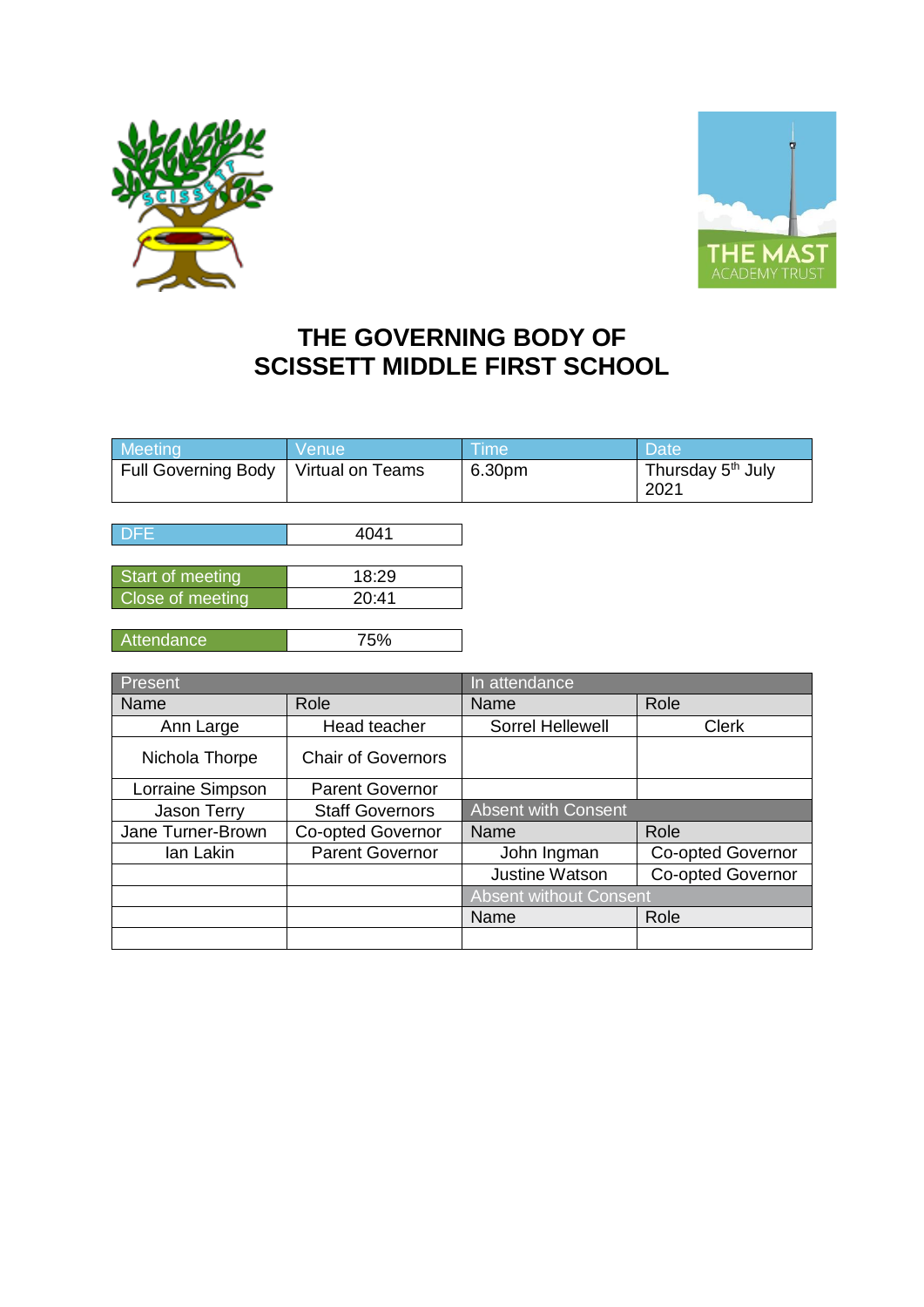# THE GOVERNING BODY OF SCISSETT MIDDLE FIRST SCHOOL

| Meeting | Venue | Time | Date |
|---|---|---|---|
| Full Governing Body | Virtual on Teams | 6.30pm | Thursday 5th July 2021 |

| DFE | 4041 |
|---|---|

| Start of meeting | 18:29 |
|---|---|
| Close of meeting | 20:41 |

| Attendance | 75% |
|---|---|

| Present | | In attendance | |
|---|---|---|---|
| Name | Role | Name | Role |
| Ann Large | Head teacher | Sorrel Hellewell | Clerk |
| Nichola Thorpe | Chair of Governors | | |
| Lorraine Simpson | Parent Governor | | |
| Jason Terry | Staff Governors | Absent with Consent | |
| Jane Turner-Brown | Co-opted Governor | Name | Role |
| Ian Lakin | Parent Governor | John Ingman | Co-opted Governor |
| | | Justine Watson | Co-opted Governor |
| | | Absent without Consent | |
| | | Name | Role |
| | | | |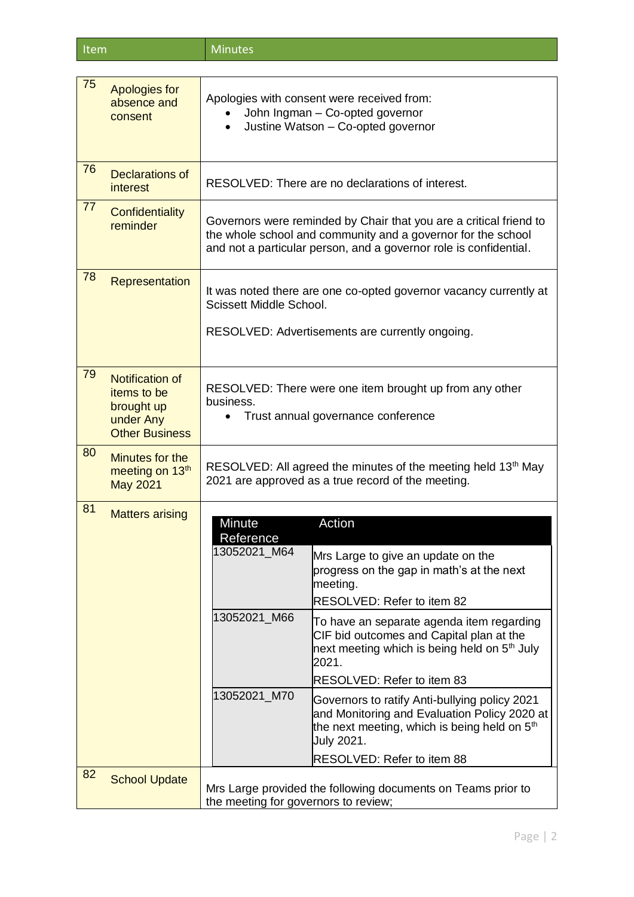| Item | | Minutes |
|---|---|---|
| 75 | Apologies for absence and consent | Apologies with consent were received from:<br>• John Ingman – Co-opted governor<br>• Justine Watson – Co-opted governor |
| 76 | Declarations of interest | RESOLVED: There are no declarations of interest. |
| 77 | Confidentiality reminder | Governors were reminded by Chair that you are a critical friend to the whole school and community and a governor for the school and not a particular person, and a governor role is confidential. |
| 78 | Representation | It was noted there are one co-opted governor vacancy currently at Scissett Middle School.<br><br>RESOLVED: Advertisements are currently ongoing. |
| 79 | Notification of items to be brought up under Any Other Business | RESOLVED: There were one item brought up from any other business.<br>• Trust annual governance conference |
| 80 | Minutes for the meeting on 13th May 2021 | RESOLVED: All agreed the minutes of the meeting held 13th May 2021 are approved as a true record of the meeting. |
| 81 | Matters arising | (see table below) |
| 82 | School Update | Mrs Large provided the following documents on Teams prior to the meeting for governors to review; |

**Item 81 – Matters arising**

| Minute Reference | Action |
|---|---|
| 13052021_M64 | Mrs Large to give an update on the progress on the gap in math's at the next meeting.<br>RESOLVED: Refer to item 82 |
| 13052021_M66 | To have an separate agenda item regarding CIF bid outcomes and Capital plan at the next meeting which is being held on 5th July 2021.<br>RESOLVED: Refer to item 83 |
| 13052021_M70 | Governors to ratify Anti-bullying policy 2021 and Monitoring and Evaluation Policy 2020 at the next meeting, which is being held on 5th July 2021.<br>RESOLVED: Refer to item 88 |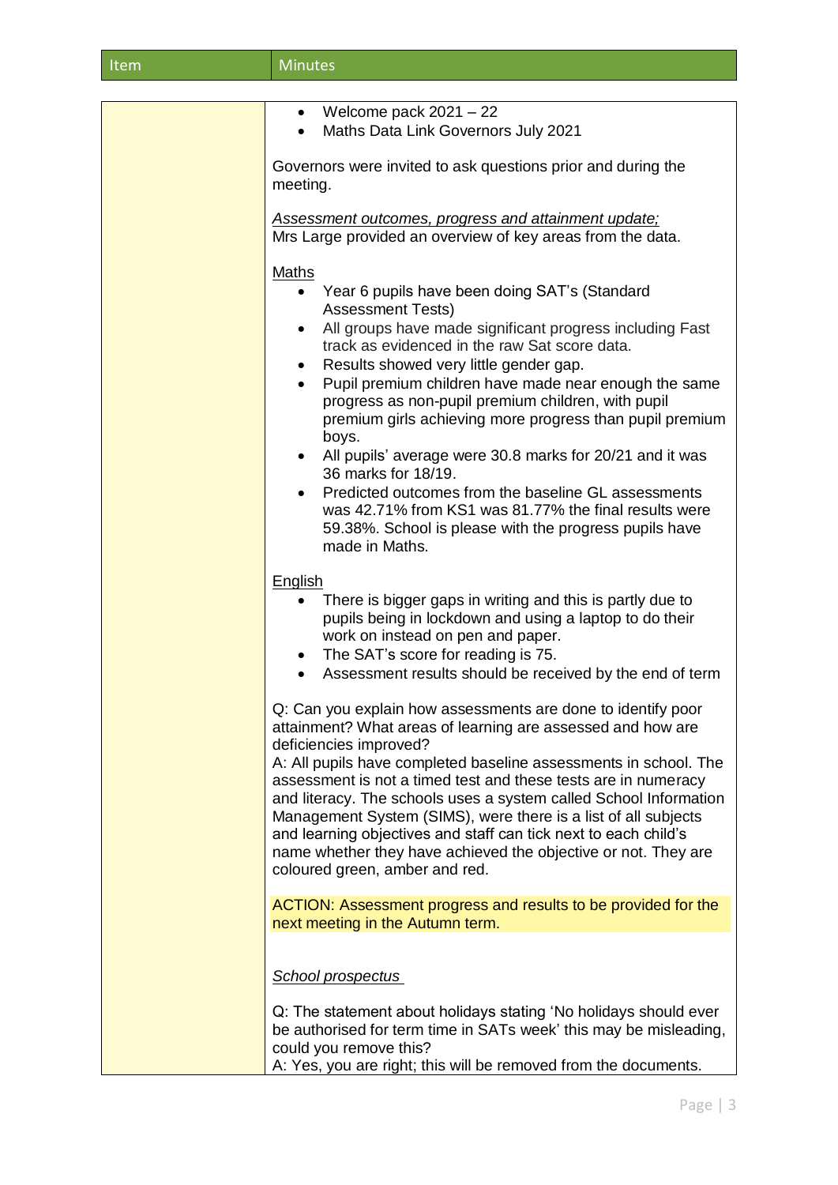| Item | Minutes |
| --- | --- |
| | • Welcome pack 2021 – 22<br>• Maths Data Link Governors July 2021<br><br>Governors were invited to ask questions prior and during the meeting.<br><br>*Assessment outcomes, progress and attainment update;*<br>Mrs Large provided an overview of key areas from the data.<br><br>Maths<br>• Year 6 pupils have been doing SAT's (Standard Assessment Tests)<br>• All groups have made significant progress including Fast track as evidenced in the raw Sat score data.<br>• Results showed very little gender gap.<br>• Pupil premium children have made near enough the same progress as non-pupil premium children, with pupil premium girls achieving more progress than pupil premium boys.<br>• All pupils' average were 30.8 marks for 20/21 and it was 36 marks for 18/19.<br>• Predicted outcomes from the baseline GL assessments was 42.71% from KS1 was 81.77% the final results were 59.38%. School is please with the progress pupils have made in Maths.<br><br>English<br>• There is bigger gaps in writing and this is partly due to pupils being in lockdown and using a laptop to do their work on instead on pen and paper.<br>• The SAT's score for reading is 75.<br>• Assessment results should be received by the end of term<br><br>Q: Can you explain how assessments are done to identify poor attainment? What areas of learning are assessed and how are deficiencies improved?<br>A: All pupils have completed baseline assessments in school. The assessment is not a timed test and these tests are in numeracy and literacy. The schools uses a system called School Information Management System (SIMS), were there is a list of all subjects and learning objectives and staff can tick next to each child's name whether they have achieved the objective or not. They are coloured green, amber and red.<br><br>ACTION: Assessment progress and results to be provided for the next meeting in the Autumn term.<br><br>*School prospectus*<br><br>Q: The statement about holidays stating 'No holidays should ever be authorised for term time in SATs week' this may be misleading, could you remove this?<br>A: Yes, you are right; this will be removed from the documents. |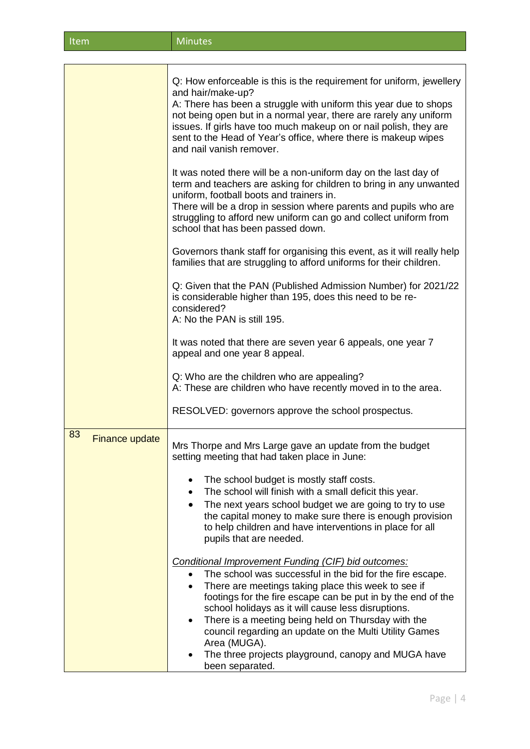| Item | Minutes |
|---|---|
| | Q: How enforceable is this is the requirement for uniform, jewellery and hair/make-up?<br>A: There has been a struggle with uniform this year due to shops not being open but in a normal year, there are rarely any uniform issues. If girls have too much makeup on or nail polish, they are sent to the Head of Year's office, where there is makeup wipes and nail vanish remover.<br><br>It was noted there will be a non-uniform day on the last day of term and teachers are asking for children to bring in any unwanted uniform, football boots and trainers in.<br>There will be a drop in session where parents and pupils who are struggling to afford new uniform can go and collect uniform from school that has been passed down.<br><br>Governors thank staff for organising this event, as it will really help families that are struggling to afford uniforms for their children.<br><br>Q: Given that the PAN (Published Admission Number) for 2021/22 is considerable higher than 195, does this need to be re-considered?<br>A: No the PAN is still 195.<br><br>It was noted that there are seven year 6 appeals, one year 7 appeal and one year 8 appeal.<br><br>Q: Who are the children who are appealing?<br>A: These are children who have recently moved in to the area.<br><br>RESOLVED: governors approve the school prospectus. |
| 83 Finance update | Mrs Thorpe and Mrs Large gave an update from the budget setting meeting that had taken place in June:<br><br>• The school budget is mostly staff costs.<br>• The school will finish with a small deficit this year.<br>• The next years school budget we are going to try to use the capital money to make sure there is enough provision to help children and have interventions in place for all pupils that are needed.<br><br><u>Conditional Improvement Funding (CIF) bid outcomes:</u><br>• The school was successful in the bid for the fire escape.<br>• There are meetings taking place this week to see if footings for the fire escape can be put in by the end of the school holidays as it will cause less disruptions.<br>• There is a meeting being held on Thursday with the council regarding an update on the Multi Utility Games Area (MUGA).<br>• The three projects playground, canopy and MUGA have been separated. |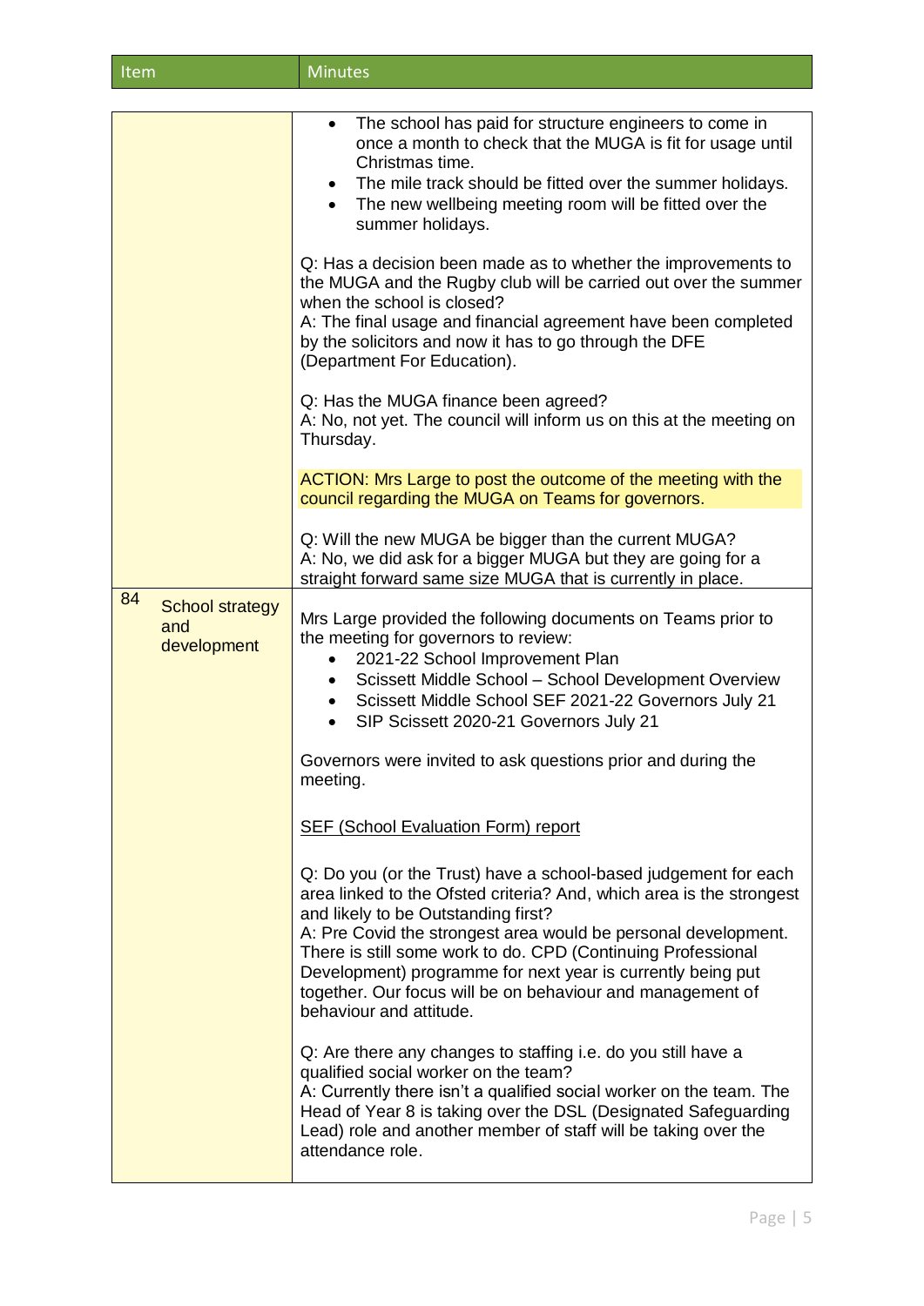| Item | Minutes |
|---|---|
| | • The school has paid for structure engineers to come in once a month to check that the MUGA is fit for usage until Christmas time.<br>• The mile track should be fitted over the summer holidays.<br>• The new wellbeing meeting room will be fitted over the summer holidays.<br><br>Q: Has a decision been made as to whether the improvements to the MUGA and the Rugby club will be carried out over the summer when the school is closed?<br>A: The final usage and financial agreement have been completed by the solicitors and now it has to go through the DFE (Department For Education).<br><br>Q: Has the MUGA finance been agreed?<br>A: No, not yet. The council will inform us on this at the meeting on Thursday.<br><br>ACTION: Mrs Large to post the outcome of the meeting with the council regarding the MUGA on Teams for governors.<br><br>Q: Will the new MUGA be bigger than the current MUGA?<br>A: No, we did ask for a bigger MUGA but they are going for a straight forward same size MUGA that is currently in place. |
| 84 School strategy and development | Mrs Large provided the following documents on Teams prior to the meeting for governors to review:<br>• 2021-22 School Improvement Plan<br>• Scissett Middle School – School Development Overview<br>• Scissett Middle School SEF 2021-22 Governors July 21<br>• SIP Scissett 2020-21 Governors July 21<br><br>Governors were invited to ask questions prior and during the meeting.<br><br>SEF (School Evaluation Form) report<br><br>Q: Do you (or the Trust) have a school-based judgement for each area linked to the Ofsted criteria? And, which area is the strongest and likely to be Outstanding first?<br>A: Pre Covid the strongest area would be personal development. There is still some work to do. CPD (Continuing Professional Development) programme for next year is currently being put together. Our focus will be on behaviour and management of behaviour and attitude.<br><br>Q: Are there any changes to staffing i.e. do you still have a qualified social worker on the team?<br>A: Currently there isn't a qualified social worker on the team. The Head of Year 8 is taking over the DSL (Designated Safeguarding Lead) role and another member of staff will be taking over the attendance role. |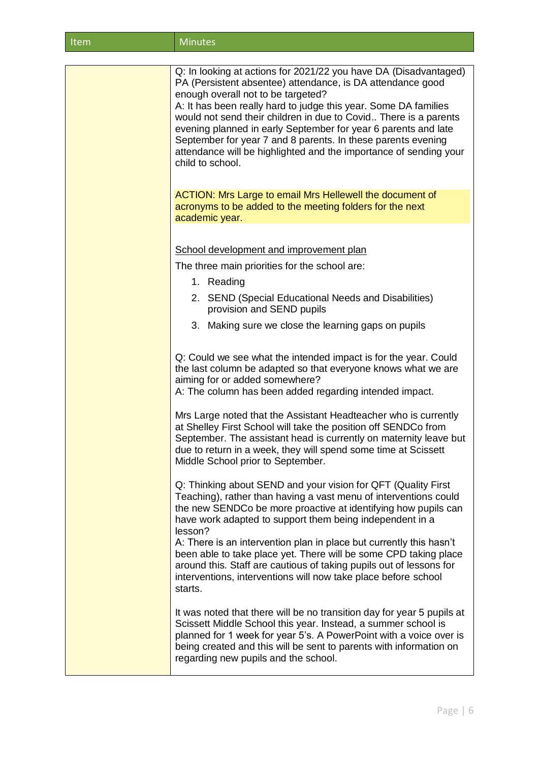| Item | Minutes |
|---|---|
| | Q: In looking at actions for 2021/22 you have DA (Disadvantaged) PA (Persistent absentee) attendance, is DA attendance good enough overall not to be targeted?<br>A: It has been really hard to judge this year. Some DA families would not send their children in due to Covid.. There is a parents evening planned in early September for year 6 parents and late September for year 7 and 8 parents. In these parents evening attendance will be highlighted and the importance of sending your child to school.<br><br>ACTION: Mrs Large to email Mrs Hellewell the document of acronyms to be added to the meeting folders for the next academic year.<br><br>School development and improvement plan<br><br>The three main priorities for the school are:<br>1. Reading<br>2. SEND (Special Educational Needs and Disabilities) provision and SEND pupils<br>3. Making sure we close the learning gaps on pupils<br><br>Q: Could we see what the intended impact is for the year. Could the last column be adapted so that everyone knows what we are aiming for or added somewhere?<br>A: The column has been added regarding intended impact.<br><br>Mrs Large noted that the Assistant Headteacher who is currently at Shelley First School will take the position off SENDCo from September. The assistant head is currently on maternity leave but due to return in a week, they will spend some time at Scissett Middle School prior to September.<br><br>Q: Thinking about SEND and your vision for QFT (Quality First Teaching), rather than having a vast menu of interventions could the new SENDCo be more proactive at identifying how pupils can have work adapted to support them being independent in a lesson?<br>A: There is an intervention plan in place but currently this hasn't been able to take place yet. There will be some CPD taking place around this. Staff are cautious of taking pupils out of lessons for interventions, interventions will now take place before school starts.<br><br>It was noted that there will be no transition day for year 5 pupils at Scissett Middle School this year. Instead, a summer school is planned for 1 week for year 5's. A PowerPoint with a voice over is being created and this will be sent to parents with information on regarding new pupils and the school. |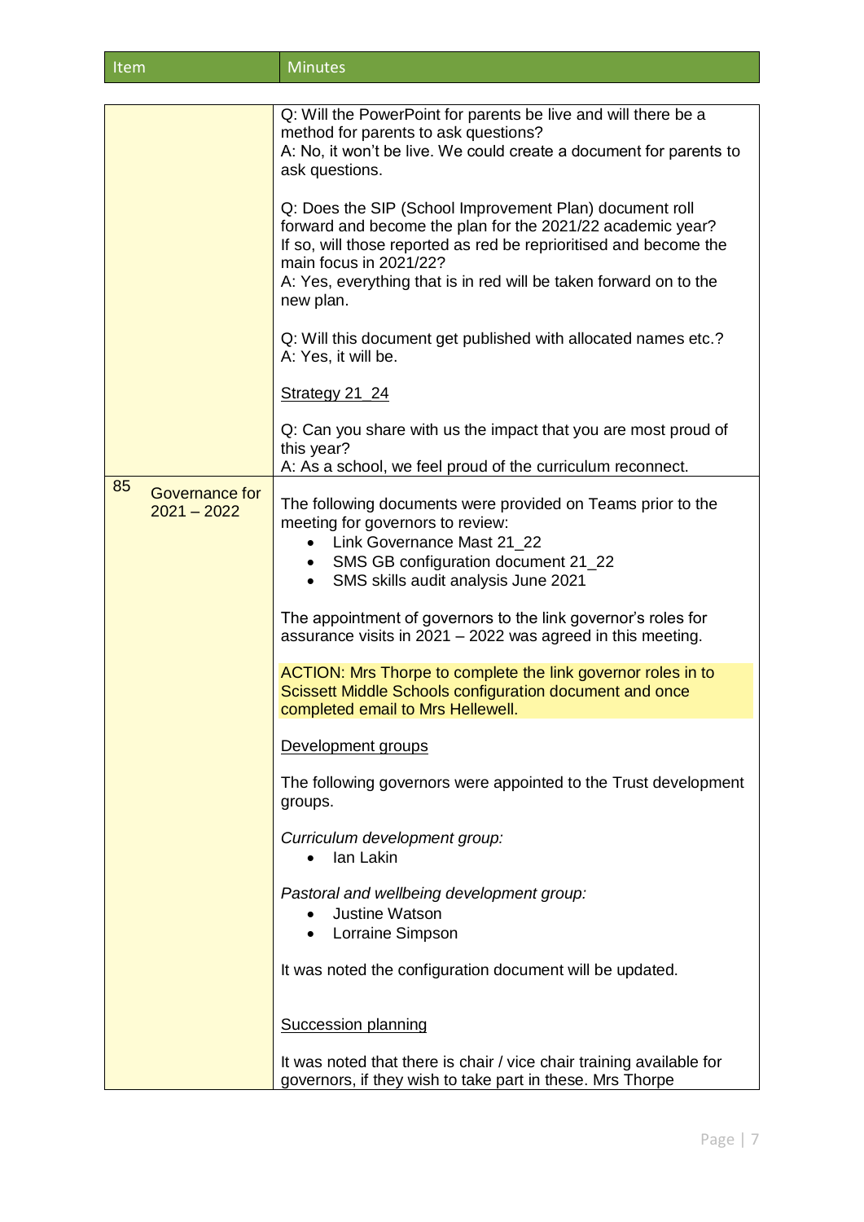| Item | Minutes |
|---|---|
| | Q: Will the PowerPoint for parents be live and will there be a method for parents to ask questions?<br>A: No, it won't be live. We could create a document for parents to ask questions.<br><br>Q: Does the SIP (School Improvement Plan) document roll forward and become the plan for the 2021/22 academic year? If so, will those reported as red be reprioritised and become the main focus in 2021/22?<br>A: Yes, everything that is in red will be taken forward on to the new plan.<br><br>Q: Will this document get published with allocated names etc.?<br>A: Yes, it will be.<br><br><u>Strategy 21_24</u><br><br>Q: Can you share with us the impact that you are most proud of this year?<br>A: As a school, we feel proud of the curriculum reconnect. |
| 85 Governance for 2021 – 2022 | The following documents were provided on Teams prior to the meeting for governors to review:<br>• Link Governance Mast 21_22<br>• SMS GB configuration document 21_22<br>• SMS skills audit analysis June 2021<br><br>The appointment of governors to the link governor's roles for assurance visits in 2021 – 2022 was agreed in this meeting.<br><br>ACTION: Mrs Thorpe to complete the link governor roles in to Scissett Middle Schools configuration document and once completed email to Mrs Hellewell.<br><br><u>Development groups</u><br><br>The following governors were appointed to the Trust development groups.<br><br>*Curriculum development group:*<br>• Ian Lakin<br><br>*Pastoral and wellbeing development group:*<br>• Justine Watson<br>• Lorraine Simpson<br><br>It was noted the configuration document will be updated.<br><br><u>Succession planning</u><br><br>It was noted that there is chair / vice chair training available for governors, if they wish to take part in these. Mrs Thorpe |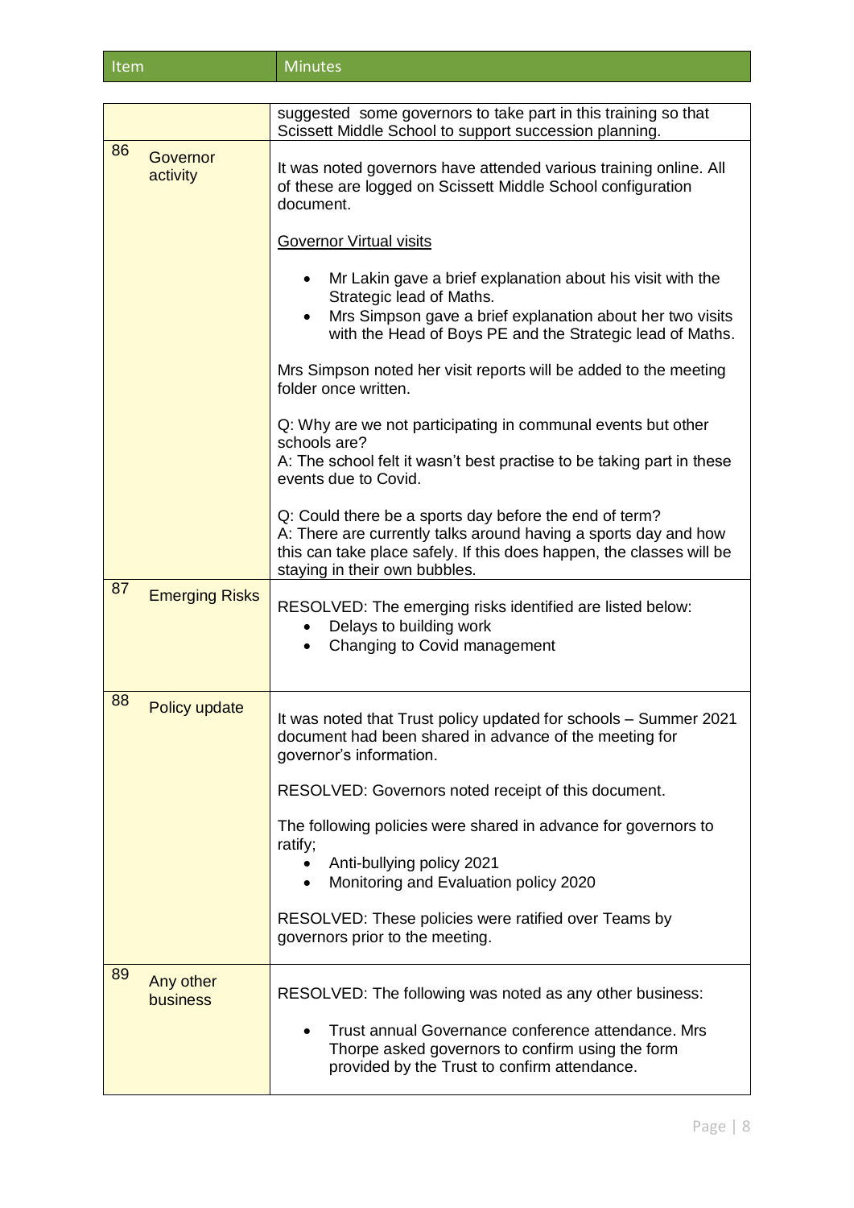| Item | | Minutes |
|---|---|---|
| | | suggested  some governors to take part in this training so that Scissett Middle School to support succession planning. |
| 86 | Governor activity | It was noted governors have attended various training online. All of these are logged on Scissett Middle School configuration document.<br><br><u>Governor Virtual visits</u><br><br>• Mr Lakin gave a brief explanation about his visit with the Strategic lead of Maths.<br>• Mrs Simpson gave a brief explanation about her two visits with the Head of Boys PE and the Strategic lead of Maths.<br><br>Mrs Simpson noted her visit reports will be added to the meeting folder once written.<br><br>Q: Why are we not participating in communal events but other schools are?<br>A: The school felt it wasn't best practise to be taking part in these events due to Covid.<br><br>Q: Could there be a sports day before the end of term?<br>A: There are currently talks around having a sports day and how this can take place safely. If this does happen, the classes will be staying in their own bubbles. |
| 87 | Emerging Risks | RESOLVED: The emerging risks identified are listed below:<br>• Delays to building work<br>• Changing to Covid management |
| 88 | Policy update | It was noted that Trust policy updated for schools – Summer 2021 document had been shared in advance of the meeting for governor's information.<br><br>RESOLVED: Governors noted receipt of this document.<br><br>The following policies were shared in advance for governors to ratify;<br>• Anti-bullying policy 2021<br>• Monitoring and Evaluation policy 2020<br><br>RESOLVED: These policies were ratified over Teams by governors prior to the meeting. |
| 89 | Any other business | RESOLVED: The following was noted as any other business:<br><br>• Trust annual Governance conference attendance. Mrs Thorpe asked governors to confirm using the form provided by the Trust to confirm attendance. |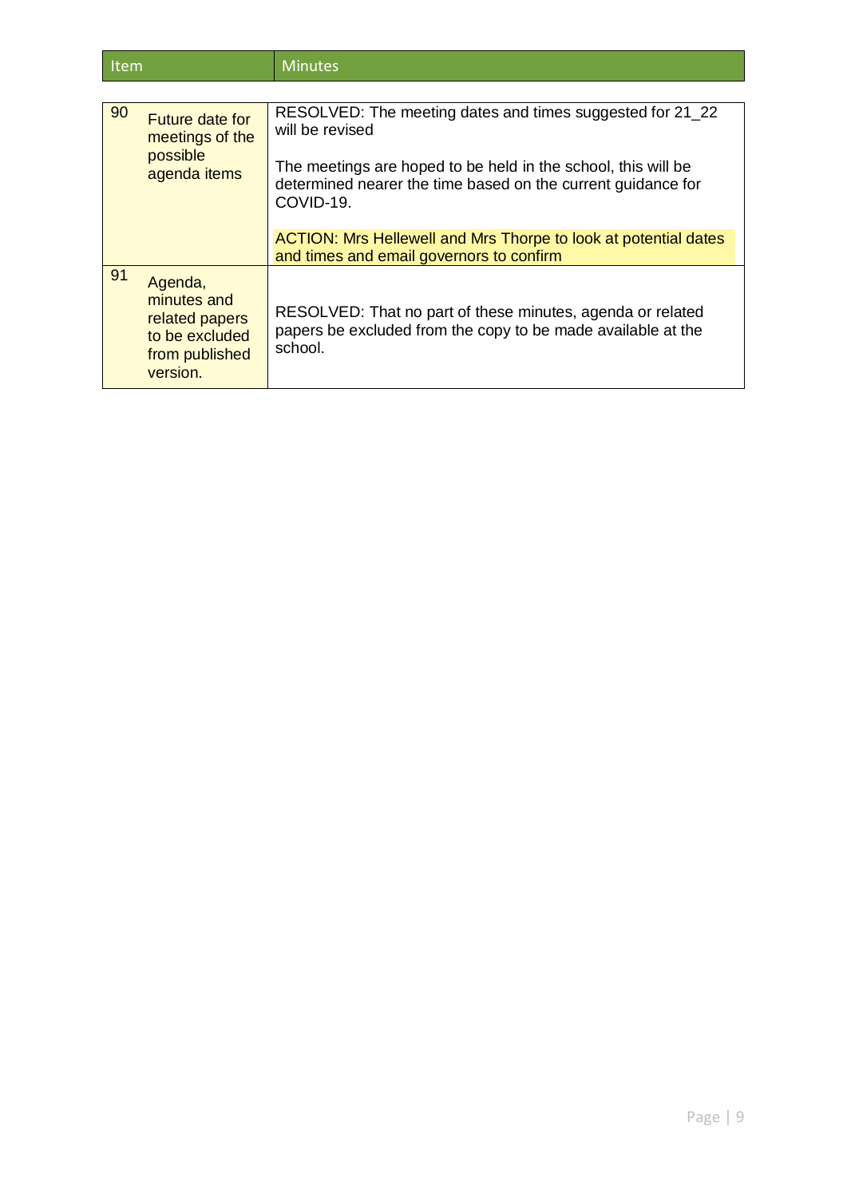| Item | | Minutes |
|---|---|---|
| 90 | Future date for meetings of the possible agenda items | RESOLVED: The meeting dates and times suggested for 21_22 will be revised<br><br>The meetings are hoped to be held in the school, this will be determined nearer the time based on the current guidance for COVID-19.<br><br>ACTION: Mrs Hellewell and Mrs Thorpe to look at potential dates and times and email governors to confirm |
| 91 | Agenda, minutes and related papers to be excluded from published version. | RESOLVED: That no part of these minutes, agenda or related papers be excluded from the copy to be made available at the school. |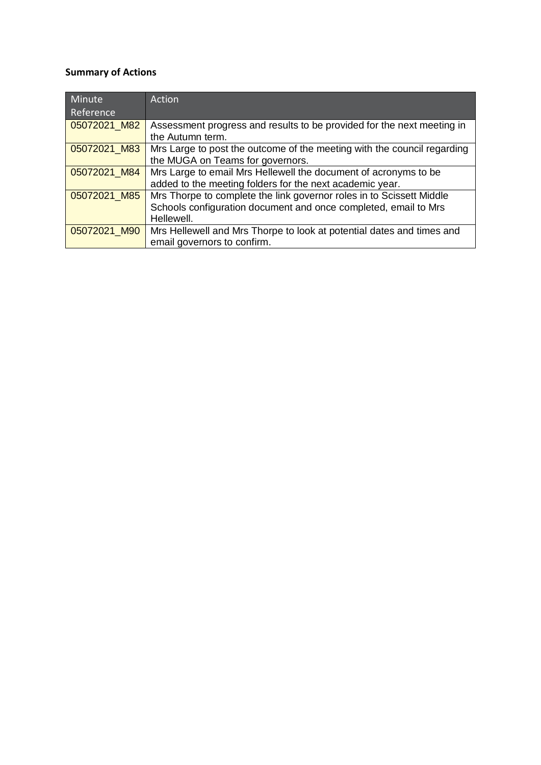**Summary of Actions**

| Minute Reference | Action |
|---|---|
| 05072021_M82 | Assessment progress and results to be provided for the next meeting in the Autumn term. |
| 05072021_M83 | Mrs Large to post the outcome of the meeting with the council regarding the MUGA on Teams for governors. |
| 05072021_M84 | Mrs Large to email Mrs Hellewell the document of acronyms to be added to the meeting folders for the next academic year. |
| 05072021_M85 | Mrs Thorpe to complete the link governor roles in to Scissett Middle Schools configuration document and once completed, email to Mrs Hellewell. |
| 05072021_M90 | Mrs Hellewell and Mrs Thorpe to look at potential dates and times and email governors to confirm. |